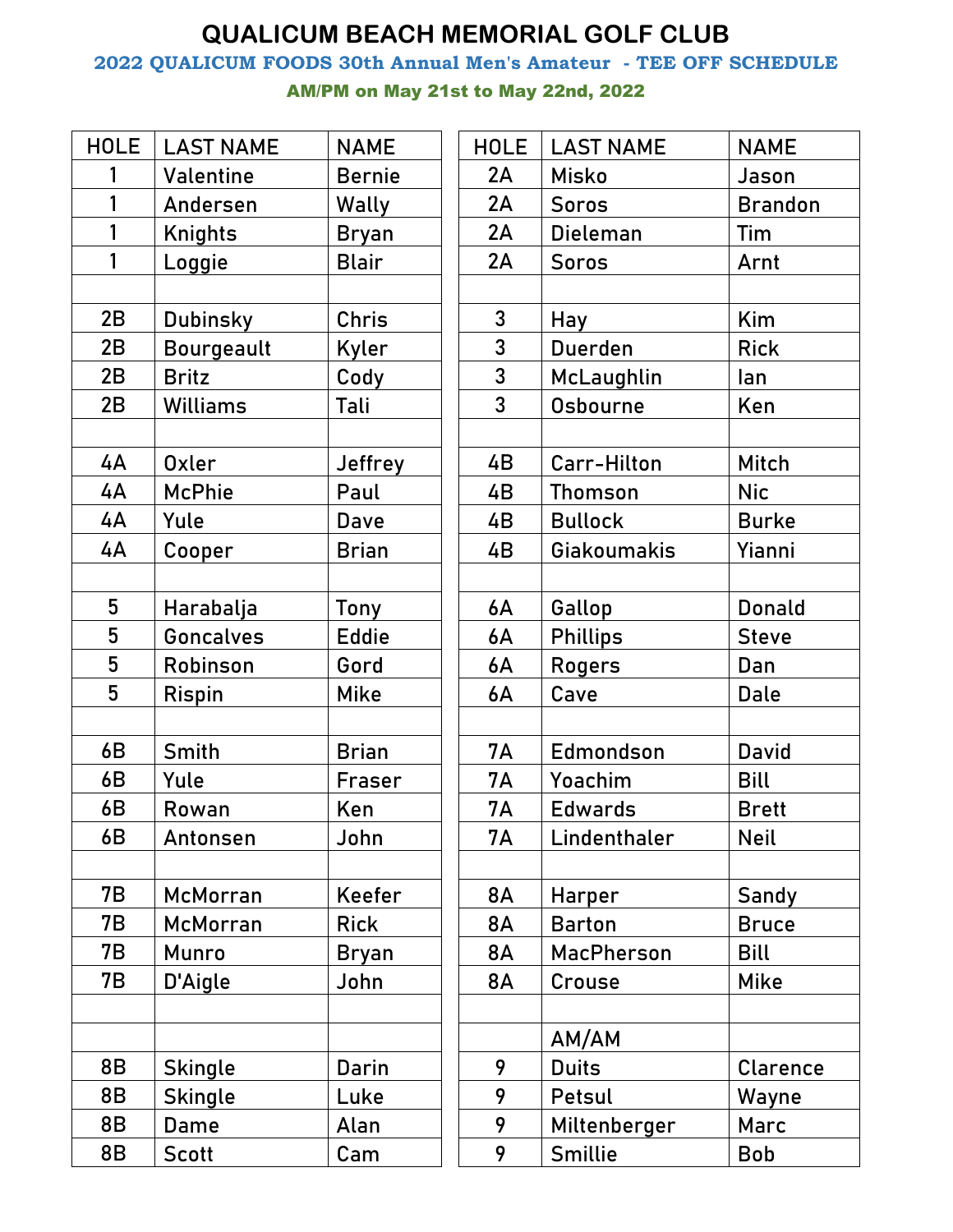# QUALICUM BEACH MEMORIAL GOLF CLUB

## 2022 QUALICUM FOODS 30th Annual Men's Amateur - TEE OFF SCHEDULE

### AM/PM on May 21st to May 22nd, 2022

| HOLE | LAST NAME | NAME |
|---|---|---|
| 1 | Valentine | Bernie |
| 1 | Andersen | Wally |
| 1 | Knights | Bryan |
| 1 | Loggie | Blair |
| | | |
| 2B | Dubinsky | Chris |
| 2B | Bourgeault | Kyler |
| 2B | Britz | Cody |
| 2B | Williams | Tali |
| | | |
| 4A | Oxler | Jeffrey |
| 4A | McPhie | Paul |
| 4A | Yule | Dave |
| 4A | Cooper | Brian |
| | | |
| 5 | Harabalja | Tony |
| 5 | Goncalves | Eddie |
| 5 | Robinson | Gord |
| 5 | Rispin | Mike |
| | | |
| 6B | Smith | Brian |
| 6B | Yule | Fraser |
| 6B | Rowan | Ken |
| 6B | Antonsen | John |
| | | |
| 7B | McMorran | Keefer |
| 7B | McMorran | Rick |
| 7B | Munro | Bryan |
| 7B | D'Aigle | John |
| | | |
| | | |
| 8B | Skingle | Darin |
| 8B | Skingle | Luke |
| 8B | Dame | Alan |
| 8B | Scott | Cam |

| HOLE | LAST NAME | NAME |
|---|---|---|
| 2A | Misko | Jason |
| 2A | Soros | Brandon |
| 2A | Dieleman | Tim |
| 2A | Soros | Arnt |
| | | |
| 3 | Hay | Kim |
| 3 | Duerden | Rick |
| 3 | McLaughlin | Ian |
| 3 | Osbourne | Ken |
| | | |
| 4B | Carr-Hilton | Mitch |
| 4B | Thomson | Nic |
| 4B | Bullock | Burke |
| 4B | Giakoumakis | Yianni |
| | | |
| 6A | Gallop | Donald |
| 6A | Phillips | Steve |
| 6A | Rogers | Dan |
| 6A | Cave | Dale |
| | | |
| 7A | Edmondson | David |
| 7A | Yoachim | Bill |
| 7A | Edwards | Brett |
| 7A | Lindenthaler | Neil |
| | | |
| 8A | Harper | Sandy |
| 8A | Barton | Bruce |
| 8A | MacPherson | Bill |
| 8A | Crouse | Mike |
| | | |
| | AM/AM | |
| 9 | Duits | Clarence |
| 9 | Petsul | Wayne |
| 9 | Miltenberger | Marc |
| 9 | Smillie | Bob |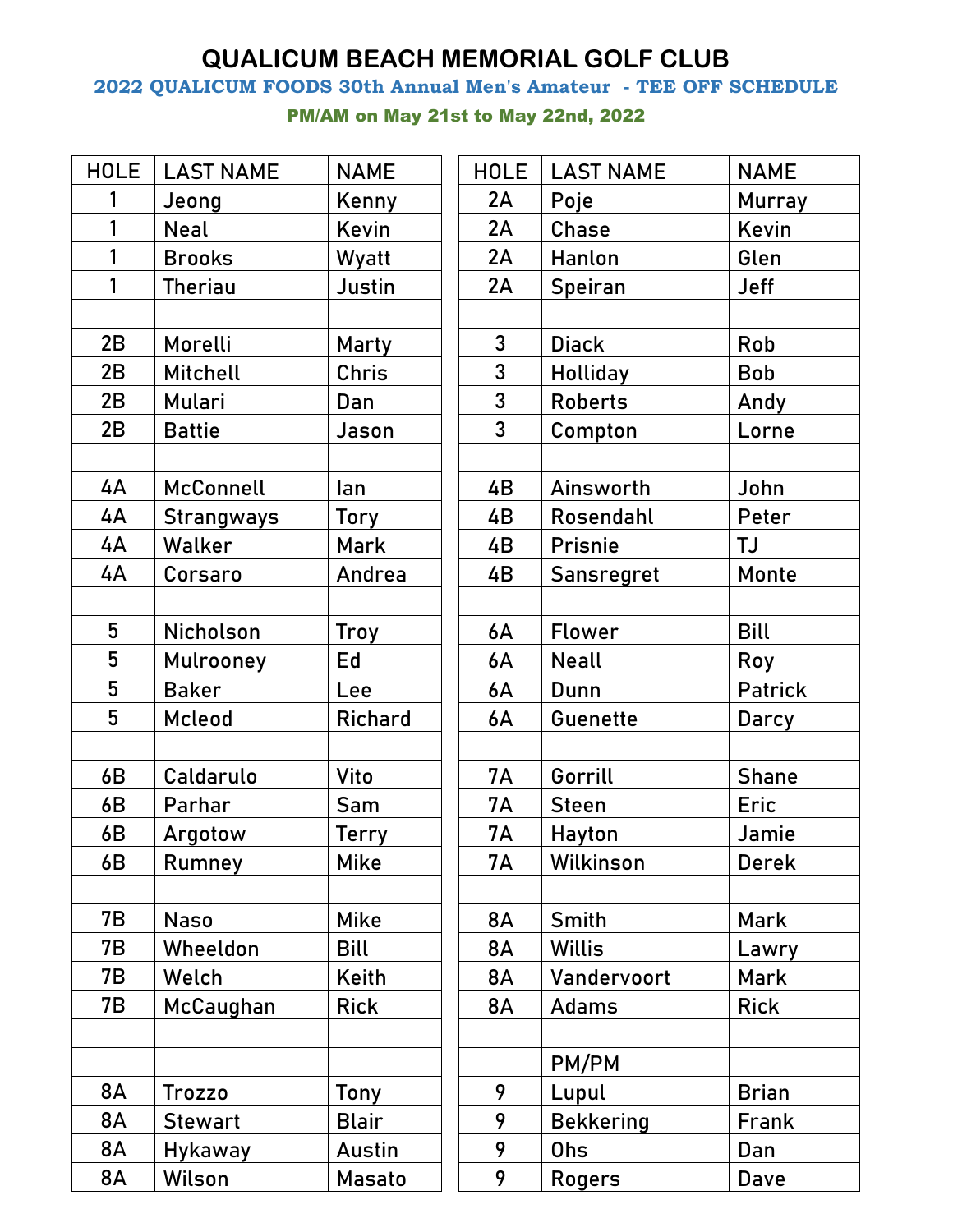# QUALICUM BEACH MEMORIAL GOLF CLUB

## 2022 QUALICUM FOODS 30th Annual Men's Amateur - TEE OFF SCHEDULE

### PM/AM on May 21st to May 22nd, 2022

| HOLE | LAST NAME | NAME |
|---|---|---|
| 1 | Jeong | Kenny |
| 1 | Neal | Kevin |
| 1 | Brooks | Wyatt |
| 1 | Theriau | Justin |
| | | |
| 2B | Morelli | Marty |
| 2B | Mitchell | Chris |
| 2B | Mulari | Dan |
| 2B | Battie | Jason |
| | | |
| 4A | McConnell | Ian |
| 4A | Strangways | Tory |
| 4A | Walker | Mark |
| 4A | Corsaro | Andrea |
| | | |
| 5 | Nicholson | Troy |
| 5 | Mulrooney | Ed |
| 5 | Baker | Lee |
| 5 | Mcleod | Richard |
| | | |
| 6B | Caldarulo | Vito |
| 6B | Parhar | Sam |
| 6B | Argotow | Terry |
| 6B | Rumney | Mike |
| | | |
| 7B | Naso | Mike |
| 7B | Wheeldon | Bill |
| 7B | Welch | Keith |
| 7B | McCaughan | Rick |
| | | |
| | | |
| 8A | Trozzo | Tony |
| 8A | Stewart | Blair |
| 8A | Hykaway | Austin |
| 8A | Wilson | Masato |

| HOLE | LAST NAME | NAME |
|---|---|---|
| 2A | Poje | Murray |
| 2A | Chase | Kevin |
| 2A | Hanlon | Glen |
| 2A | Speiran | Jeff |
| | | |
| 3 | Diack | Rob |
| 3 | Holliday | Bob |
| 3 | Roberts | Andy |
| 3 | Compton | Lorne |
| | | |
| 4B | Ainsworth | John |
| 4B | Rosendahl | Peter |
| 4B | Prisnie | TJ |
| 4B | Sansregret | Monte |
| | | |
| 6A | Flower | Bill |
| 6A | Neall | Roy |
| 6A | Dunn | Patrick |
| 6A | Guenette | Darcy |
| | | |
| 7A | Gorrill | Shane |
| 7A | Steen | Eric |
| 7A | Hayton | Jamie |
| 7A | Wilkinson | Derek |
| | | |
| 8A | Smith | Mark |
| 8A | Willis | Lawry |
| 8A | Vandervoort | Mark |
| 8A | Adams | Rick |
| | | |
| | PM/PM | |
| 9 | Lupul | Brian |
| 9 | Bekkering | Frank |
| 9 | Ohs | Dan |
| 9 | Rogers | Dave |